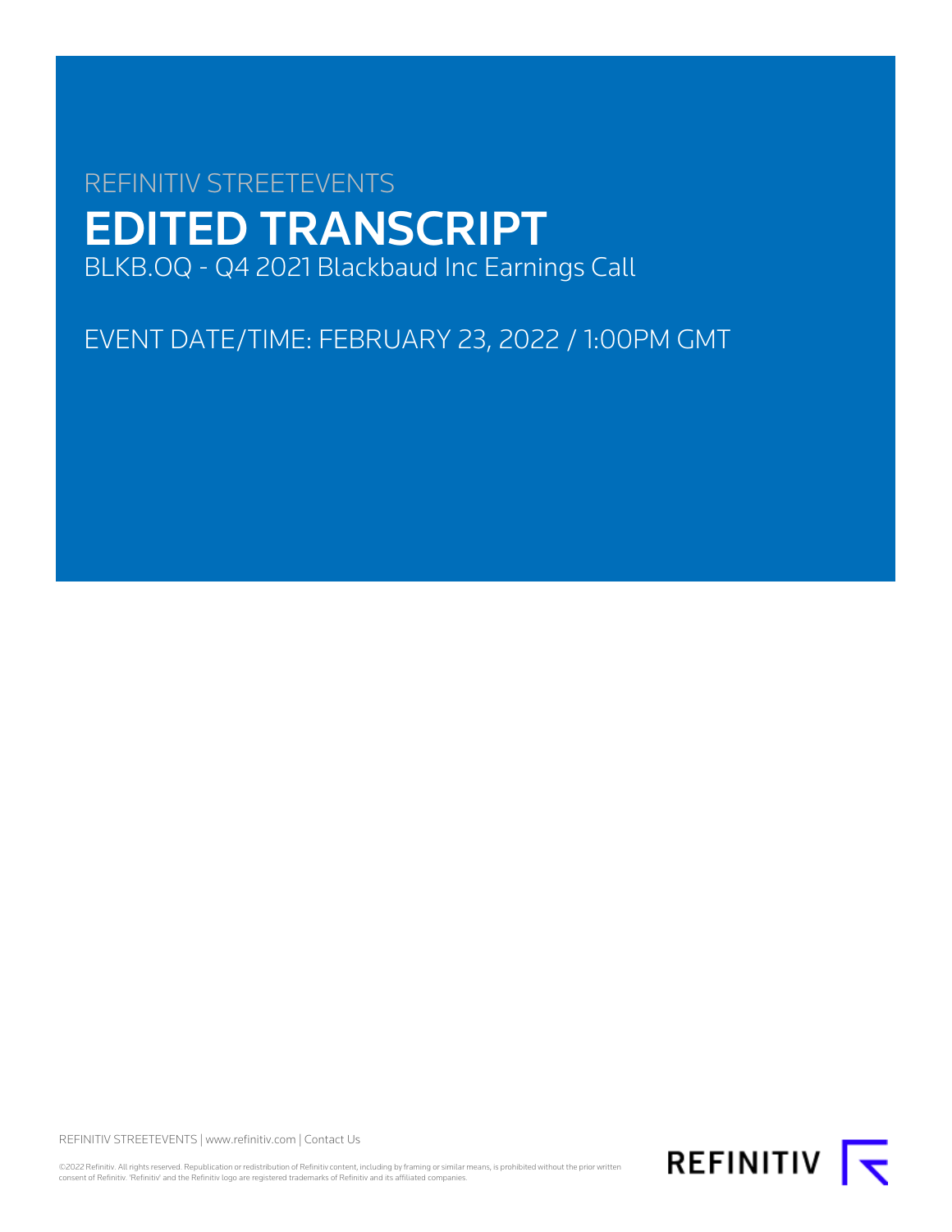REFINITIV STREETEVENTS

# EDITED TRANSCRIPT

BLKB.OQ - Q4 2021 Blackbaud Inc Earnings Call

EVENT DATE/TIME: FEBRUARY 23, 2022 / 1:00PM GMT

REFINITIV STREETEVENTS | www.refinitiv.com | Contact Us

©2022 Refinitiv. All rights reserved. Republication or redistribution of Refinitiv content, including by framing or similar means, is prohibited without the prior written consent of Refinitiv. 'Refinitiv' and the Refinitiv logo are registered trademarks of Refinitiv and its affiliated companies.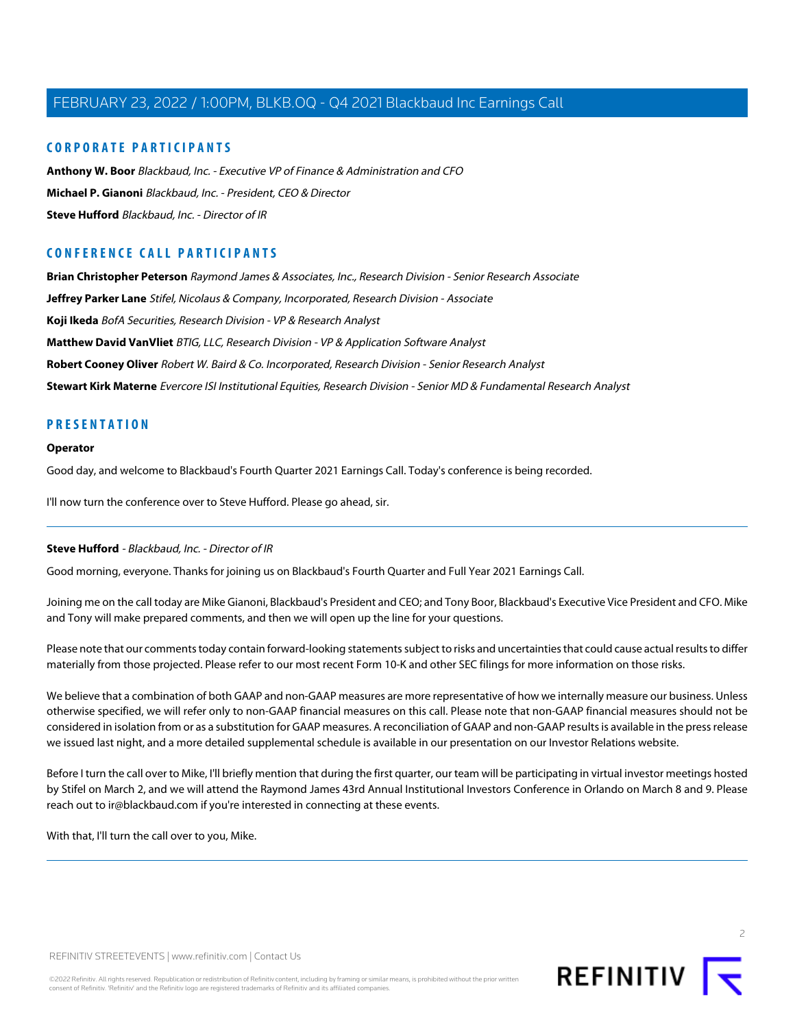## CORPORATE PARTICIPANTS

**Anthony W. Boor** *Blackbaud, Inc. - Executive VP of Finance & Administration and CFO*

**Michael P. Gianoni** *Blackbaud, Inc. - President, CEO & Director*

**Steve Hufford** *Blackbaud, Inc. - Director of IR*

## CONFERENCE CALL PARTICIPANTS

**Brian Christopher Peterson** *Raymond James & Associates, Inc., Research Division - Senior Research Associate*

**Jeffrey Parker Lane** *Stifel, Nicolaus & Company, Incorporated, Research Division - Associate*

**Koji Ikeda** *BofA Securities, Research Division - VP & Research Analyst*

**Matthew David VanVliet** *BTIG, LLC, Research Division - VP & Application Software Analyst*

**Robert Cooney Oliver** *Robert W. Baird & Co. Incorporated, Research Division - Senior Research Analyst*

**Stewart Kirk Materne** *Evercore ISI Institutional Equities, Research Division - Senior MD & Fundamental Research Analyst*

## PRESENTATION

**Operator**

Good day, and welcome to Blackbaud's Fourth Quarter 2021 Earnings Call. Today's conference is being recorded.

I'll now turn the conference over to Steve Hufford. Please go ahead, sir.

---

**Steve Hufford** - *Blackbaud, Inc. - Director of IR*

Good morning, everyone. Thanks for joining us on Blackbaud's Fourth Quarter and Full Year 2021 Earnings Call.

Joining me on the call today are Mike Gianoni, Blackbaud's President and CEO; and Tony Boor, Blackbaud's Executive Vice President and CFO. Mike and Tony will make prepared comments, and then we will open up the line for your questions.

Please note that our comments today contain forward-looking statements subject to risks and uncertainties that could cause actual results to differ materially from those projected. Please refer to our most recent Form 10-K and other SEC filings for more information on those risks.

We believe that a combination of both GAAP and non-GAAP measures are more representative of how we internally measure our business. Unless otherwise specified, we will refer only to non-GAAP financial measures on this call. Please note that non-GAAP financial measures should not be considered in isolation from or as a substitution for GAAP measures. A reconciliation of GAAP and non-GAAP results is available in the press release we issued last night, and a more detailed supplemental schedule is available in our presentation on our Investor Relations website.

Before I turn the call over to Mike, I'll briefly mention that during the first quarter, our team will be participating in virtual investor meetings hosted by Stifel on March 2, and we will attend the Raymond James 43rd Annual Institutional Investors Conference in Orlando on March 8 and 9. Please reach out to ir@blackbaud.com if you're interested in connecting at these events.

With that, I'll turn the call over to you, Mike.

---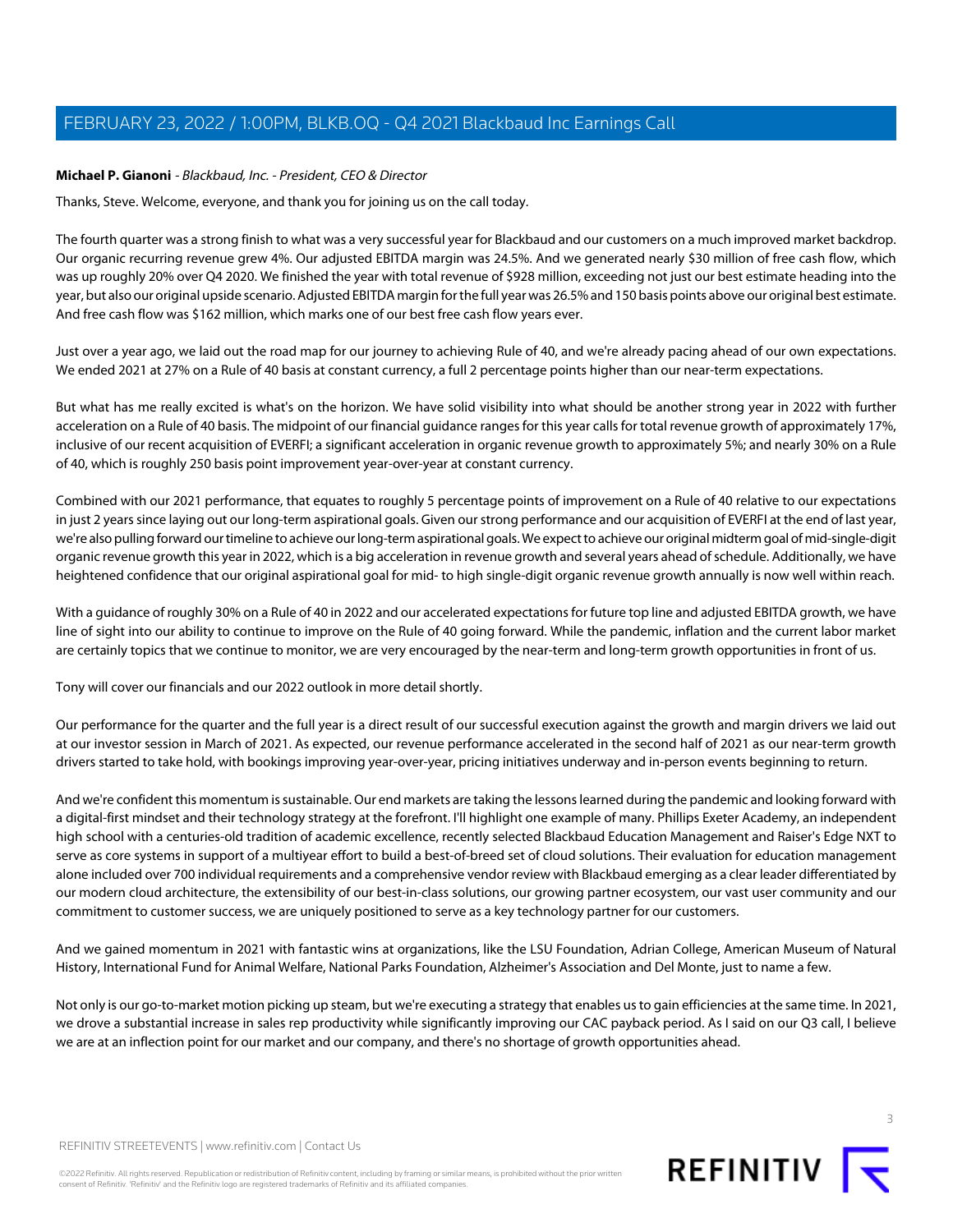**Michael P. Gianoni** - *Blackbaud, Inc. - President, CEO & Director*

Thanks, Steve. Welcome, everyone, and thank you for joining us on the call today.

The fourth quarter was a strong finish to what was a very successful year for Blackbaud and our customers on a much improved market backdrop. Our organic recurring revenue grew 4%. Our adjusted EBITDA margin was 24.5%. And we generated nearly $30 million of free cash flow, which was up roughly 20% over Q4 2020. We finished the year with total revenue of $928 million, exceeding not just our best estimate heading into the year, but also our original upside scenario. Adjusted EBITDA margin for the full year was 26.5% and 150 basis points above our original best estimate. And free cash flow was $162 million, which marks one of our best free cash flow years ever.

Just over a year ago, we laid out the road map for our journey to achieving Rule of 40, and we're already pacing ahead of our own expectations. We ended 2021 at 27% on a Rule of 40 basis at constant currency, a full 2 percentage points higher than our near-term expectations.

But what has me really excited is what's on the horizon. We have solid visibility into what should be another strong year in 2022 with further acceleration on a Rule of 40 basis. The midpoint of our financial guidance ranges for this year calls for total revenue growth of approximately 17%, inclusive of our recent acquisition of EVERFI; a significant acceleration in organic revenue growth to approximately 5%; and nearly 30% on a Rule of 40, which is roughly 250 basis point improvement year-over-year at constant currency.

Combined with our 2021 performance, that equates to roughly 5 percentage points of improvement on a Rule of 40 relative to our expectations in just 2 years since laying out our long-term aspirational goals. Given our strong performance and our acquisition of EVERFI at the end of last year, we're also pulling forward our timeline to achieve our long-term aspirational goals. We expect to achieve our original midterm goal of mid-single-digit organic revenue growth this year in 2022, which is a big acceleration in revenue growth and several years ahead of schedule. Additionally, we have heightened confidence that our original aspirational goal for mid- to high single-digit organic revenue growth annually is now well within reach.

With a guidance of roughly 30% on a Rule of 40 in 2022 and our accelerated expectations for future top line and adjusted EBITDA growth, we have line of sight into our ability to continue to improve on the Rule of 40 going forward. While the pandemic, inflation and the current labor market are certainly topics that we continue to monitor, we are very encouraged by the near-term and long-term growth opportunities in front of us.

Tony will cover our financials and our 2022 outlook in more detail shortly.

Our performance for the quarter and the full year is a direct result of our successful execution against the growth and margin drivers we laid out at our investor session in March of 2021. As expected, our revenue performance accelerated in the second half of 2021 as our near-term growth drivers started to take hold, with bookings improving year-over-year, pricing initiatives underway and in-person events beginning to return.

And we're confident this momentum is sustainable. Our end markets are taking the lessons learned during the pandemic and looking forward with a digital-first mindset and their technology strategy at the forefront. I'll highlight one example of many. Phillips Exeter Academy, an independent high school with a centuries-old tradition of academic excellence, recently selected Blackbaud Education Management and Raiser's Edge NXT to serve as core systems in support of a multiyear effort to build a best-of-breed set of cloud solutions. Their evaluation for education management alone included over 700 individual requirements and a comprehensive vendor review with Blackbaud emerging as a clear leader differentiated by our modern cloud architecture, the extensibility of our best-in-class solutions, our growing partner ecosystem, our vast user community and our commitment to customer success, we are uniquely positioned to serve as a key technology partner for our customers.

And we gained momentum in 2021 with fantastic wins at organizations, like the LSU Foundation, Adrian College, American Museum of Natural History, International Fund for Animal Welfare, National Parks Foundation, Alzheimer's Association and Del Monte, just to name a few.

Not only is our go-to-market motion picking up steam, but we're executing a strategy that enables us to gain efficiencies at the same time. In 2021, we drove a substantial increase in sales rep productivity while significantly improving our CAC payback period. As I said on our Q3 call, I believe we are at an inflection point for our market and our company, and there's no shortage of growth opportunities ahead.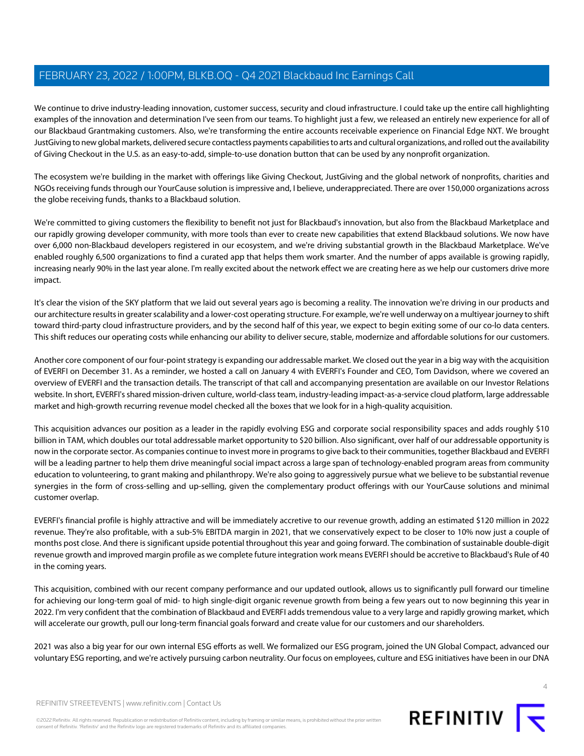We continue to drive industry-leading innovation, customer success, security and cloud infrastructure. I could take up the entire call highlighting examples of the innovation and determination I've seen from our teams. To highlight just a few, we released an entirely new experience for all of our Blackbaud Grantmaking customers. Also, we're transforming the entire accounts receivable experience on Financial Edge NXT. We brought JustGiving to new global markets, delivered secure contactless payments capabilities to arts and cultural organizations, and rolled out the availability of Giving Checkout in the U.S. as an easy-to-add, simple-to-use donation button that can be used by any nonprofit organization.

The ecosystem we're building in the market with offerings like Giving Checkout, JustGiving and the global network of nonprofits, charities and NGOs receiving funds through our YourCause solution is impressive and, I believe, underappreciated. There are over 150,000 organizations across the globe receiving funds, thanks to a Blackbaud solution.

We're committed to giving customers the flexibility to benefit not just for Blackbaud's innovation, but also from the Blackbaud Marketplace and our rapidly growing developer community, with more tools than ever to create new capabilities that extend Blackbaud solutions. We now have over 6,000 non-Blackbaud developers registered in our ecosystem, and we're driving substantial growth in the Blackbaud Marketplace. We've enabled roughly 6,500 organizations to find a curated app that helps them work smarter. And the number of apps available is growing rapidly, increasing nearly 90% in the last year alone. I'm really excited about the network effect we are creating here as we help our customers drive more impact.

It's clear the vision of the SKY platform that we laid out several years ago is becoming a reality. The innovation we're driving in our products and our architecture results in greater scalability and a lower-cost operating structure. For example, we're well underway on a multiyear journey to shift toward third-party cloud infrastructure providers, and by the second half of this year, we expect to begin exiting some of our co-lo data centers. This shift reduces our operating costs while enhancing our ability to deliver secure, stable, modernize and affordable solutions for our customers.

Another core component of our four-point strategy is expanding our addressable market. We closed out the year in a big way with the acquisition of EVERFI on December 31. As a reminder, we hosted a call on January 4 with EVERFI's Founder and CEO, Tom Davidson, where we covered an overview of EVERFI and the transaction details. The transcript of that call and accompanying presentation are available on our Investor Relations website. In short, EVERFI's shared mission-driven culture, world-class team, industry-leading impact-as-a-service cloud platform, large addressable market and high-growth recurring revenue model checked all the boxes that we look for in a high-quality acquisition.

This acquisition advances our position as a leader in the rapidly evolving ESG and corporate social responsibility spaces and adds roughly $10 billion in TAM, which doubles our total addressable market opportunity to $20 billion. Also significant, over half of our addressable opportunity is now in the corporate sector. As companies continue to invest more in programs to give back to their communities, together Blackbaud and EVERFI will be a leading partner to help them drive meaningful social impact across a large span of technology-enabled program areas from community education to volunteering, to grant making and philanthropy. We're also going to aggressively pursue what we believe to be substantial revenue synergies in the form of cross-selling and up-selling, given the complementary product offerings with our YourCause solutions and minimal customer overlap.

EVERFI's financial profile is highly attractive and will be immediately accretive to our revenue growth, adding an estimated $120 million in 2022 revenue. They're also profitable, with a sub-5% EBITDA margin in 2021, that we conservatively expect to be closer to 10% now just a couple of months post close. And there is significant upside potential throughout this year and going forward. The combination of sustainable double-digit revenue growth and improved margin profile as we complete future integration work means EVERFI should be accretive to Blackbaud's Rule of 40 in the coming years.

This acquisition, combined with our recent company performance and our updated outlook, allows us to significantly pull forward our timeline for achieving our long-term goal of mid- to high single-digit organic revenue growth from being a few years out to now beginning this year in 2022. I'm very confident that the combination of Blackbaud and EVERFI adds tremendous value to a very large and rapidly growing market, which will accelerate our growth, pull our long-term financial goals forward and create value for our customers and our shareholders.

2021 was also a big year for our own internal ESG efforts as well. We formalized our ESG program, joined the UN Global Compact, advanced our voluntary ESG reporting, and we're actively pursuing carbon neutrality. Our focus on employees, culture and ESG initiatives have been in our DNA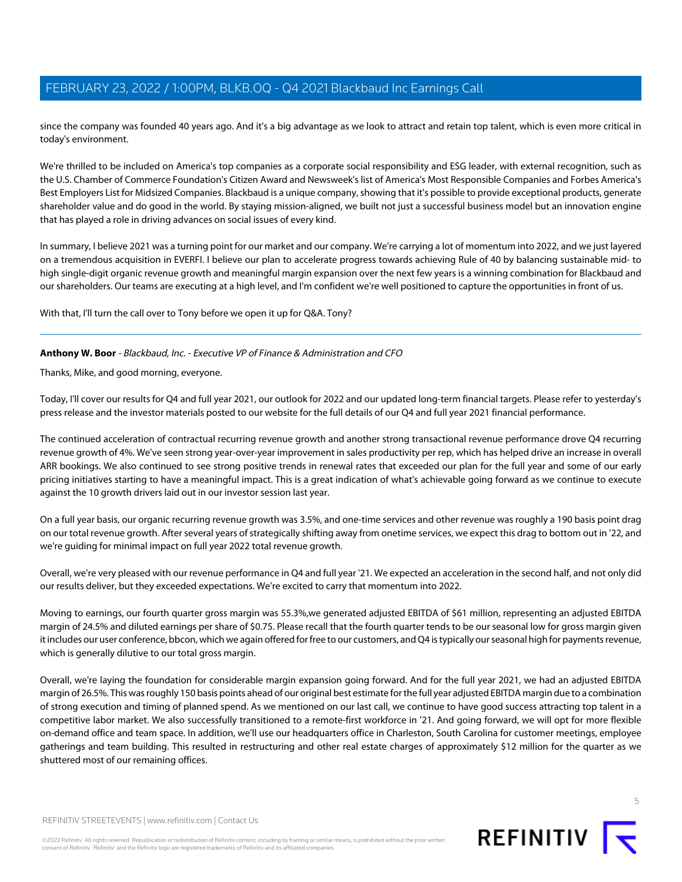since the company was founded 40 years ago. And it's a big advantage as we look to attract and retain top talent, which is even more critical in today's environment.

We're thrilled to be included on America's top companies as a corporate social responsibility and ESG leader, with external recognition, such as the U.S. Chamber of Commerce Foundation's Citizen Award and Newsweek's list of America's Most Responsible Companies and Forbes America's Best Employers List for Midsized Companies. Blackbaud is a unique company, showing that it's possible to provide exceptional products, generate shareholder value and do good in the world. By staying mission-aligned, we built not just a successful business model but an innovation engine that has played a role in driving advances on social issues of every kind.

In summary, I believe 2021 was a turning point for our market and our company. We're carrying a lot of momentum into 2022, and we just layered on a tremendous acquisition in EVERFI. I believe our plan to accelerate progress towards achieving Rule of 40 by balancing sustainable mid- to high single-digit organic revenue growth and meaningful margin expansion over the next few years is a winning combination for Blackbaud and our shareholders. Our teams are executing at a high level, and I'm confident we're well positioned to capture the opportunities in front of us.

With that, I'll turn the call over to Tony before we open it up for Q&A. Tony?

---

**Anthony W. Boor** - *Blackbaud, Inc. - Executive VP of Finance & Administration and CFO*

Thanks, Mike, and good morning, everyone.

Today, I'll cover our results for Q4 and full year 2021, our outlook for 2022 and our updated long-term financial targets. Please refer to yesterday's press release and the investor materials posted to our website for the full details of our Q4 and full year 2021 financial performance.

The continued acceleration of contractual recurring revenue growth and another strong transactional revenue performance drove Q4 recurring revenue growth of 4%. We've seen strong year-over-year improvement in sales productivity per rep, which has helped drive an increase in overall ARR bookings. We also continued to see strong positive trends in renewal rates that exceeded our plan for the full year and some of our early pricing initiatives starting to have a meaningful impact. This is a great indication of what's achievable going forward as we continue to execute against the 10 growth drivers laid out in our investor session last year.

On a full year basis, our organic recurring revenue growth was 3.5%, and one-time services and other revenue was roughly a 190 basis point drag on our total revenue growth. After several years of strategically shifting away from onetime services, we expect this drag to bottom out in '22, and we're guiding for minimal impact on full year 2022 total revenue growth.

Overall, we're very pleased with our revenue performance in Q4 and full year '21. We expected an acceleration in the second half, and not only did our results deliver, but they exceeded expectations. We're excited to carry that momentum into 2022.

Moving to earnings, our fourth quarter gross margin was 55.3%,we generated adjusted EBITDA of $61 million, representing an adjusted EBITDA margin of 24.5% and diluted earnings per share of $0.75. Please recall that the fourth quarter tends to be our seasonal low for gross margin given it includes our user conference, bbcon, which we again offered for free to our customers, and Q4 is typically our seasonal high for payments revenue, which is generally dilutive to our total gross margin.

Overall, we're laying the foundation for considerable margin expansion going forward. And for the full year 2021, we had an adjusted EBITDA margin of 26.5%. This was roughly 150 basis points ahead of our original best estimate for the full year adjusted EBITDA margin due to a combination of strong execution and timing of planned spend. As we mentioned on our last call, we continue to have good success attracting top talent in a competitive labor market. We also successfully transitioned to a remote-first workforce in '21. And going forward, we will opt for more flexible on-demand office and team space. In addition, we'll use our headquarters office in Charleston, South Carolina for customer meetings, employee gatherings and team building. This resulted in restructuring and other real estate charges of approximately $12 million for the quarter as we shuttered most of our remaining offices.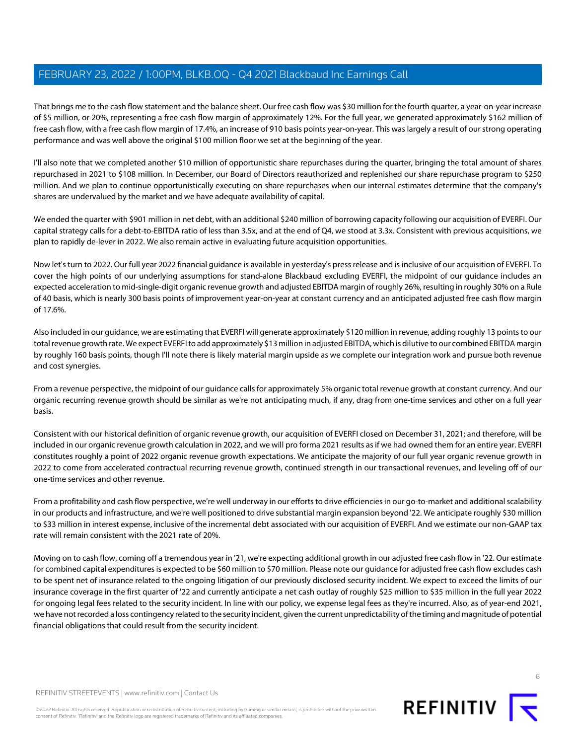That brings me to the cash flow statement and the balance sheet. Our free cash flow was $30 million for the fourth quarter, a year-on-year increase of $5 million, or 20%, representing a free cash flow margin of approximately 12%. For the full year, we generated approximately $162 million of free cash flow, with a free cash flow margin of 17.4%, an increase of 910 basis points year-on-year. This was largely a result of our strong operating performance and was well above the original $100 million floor we set at the beginning of the year.

I'll also note that we completed another $10 million of opportunistic share repurchases during the quarter, bringing the total amount of shares repurchased in 2021 to $108 million. In December, our Board of Directors reauthorized and replenished our share repurchase program to $250 million. And we plan to continue opportunistically executing on share repurchases when our internal estimates determine that the company's shares are undervalued by the market and we have adequate availability of capital.

We ended the quarter with $901 million in net debt, with an additional $240 million of borrowing capacity following our acquisition of EVERFI. Our capital strategy calls for a debt-to-EBITDA ratio of less than 3.5x, and at the end of Q4, we stood at 3.3x. Consistent with previous acquisitions, we plan to rapidly de-lever in 2022. We also remain active in evaluating future acquisition opportunities.

Now let's turn to 2022. Our full year 2022 financial guidance is available in yesterday's press release and is inclusive of our acquisition of EVERFI. To cover the high points of our underlying assumptions for stand-alone Blackbaud excluding EVERFI, the midpoint of our guidance includes an expected acceleration to mid-single-digit organic revenue growth and adjusted EBITDA margin of roughly 26%, resulting in roughly 30% on a Rule of 40 basis, which is nearly 300 basis points of improvement year-on-year at constant currency and an anticipated adjusted free cash flow margin of 17.6%.

Also included in our guidance, we are estimating that EVERFI will generate approximately $120 million in revenue, adding roughly 13 points to our total revenue growth rate. We expect EVERFI to add approximately $13 million in adjusted EBITDA, which is dilutive to our combined EBITDA margin by roughly 160 basis points, though I'll note there is likely material margin upside as we complete our integration work and pursue both revenue and cost synergies.

From a revenue perspective, the midpoint of our guidance calls for approximately 5% organic total revenue growth at constant currency. And our organic recurring revenue growth should be similar as we're not anticipating much, if any, drag from one-time services and other on a full year basis.

Consistent with our historical definition of organic revenue growth, our acquisition of EVERFI closed on December 31, 2021; and therefore, will be included in our organic revenue growth calculation in 2022, and we will pro forma 2021 results as if we had owned them for an entire year. EVERFI constitutes roughly a point of 2022 organic revenue growth expectations. We anticipate the majority of our full year organic revenue growth in 2022 to come from accelerated contractual recurring revenue growth, continued strength in our transactional revenues, and leveling off of our one-time services and other revenue.

From a profitability and cash flow perspective, we're well underway in our efforts to drive efficiencies in our go-to-market and additional scalability in our products and infrastructure, and we're well positioned to drive substantial margin expansion beyond '22. We anticipate roughly $30 million to $33 million in interest expense, inclusive of the incremental debt associated with our acquisition of EVERFI. And we estimate our non-GAAP tax rate will remain consistent with the 2021 rate of 20%.

Moving on to cash flow, coming off a tremendous year in '21, we're expecting additional growth in our adjusted free cash flow in '22. Our estimate for combined capital expenditures is expected to be $60 million to $70 million. Please note our guidance for adjusted free cash flow excludes cash to be spent net of insurance related to the ongoing litigation of our previously disclosed security incident. We expect to exceed the limits of our insurance coverage in the first quarter of '22 and currently anticipate a net cash outlay of roughly $25 million to $35 million in the full year 2022 for ongoing legal fees related to the security incident. In line with our policy, we expense legal fees as they're incurred. Also, as of year-end 2021, we have not recorded a loss contingency related to the security incident, given the current unpredictability of the timing and magnitude of potential financial obligations that could result from the security incident.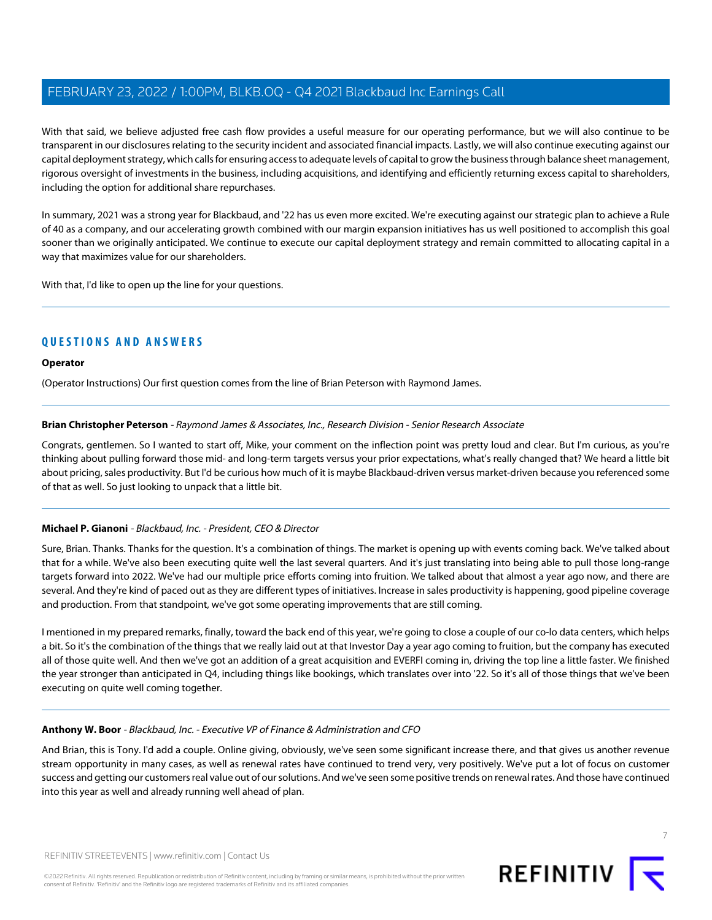With that said, we believe adjusted free cash flow provides a useful measure for our operating performance, but we will also continue to be transparent in our disclosures relating to the security incident and associated financial impacts. Lastly, we will also continue executing against our capital deployment strategy, which calls for ensuring access to adequate levels of capital to grow the business through balance sheet management, rigorous oversight of investments in the business, including acquisitions, and identifying and efficiently returning excess capital to shareholders, including the option for additional share repurchases.

In summary, 2021 was a strong year for Blackbaud, and '22 has us even more excited. We're executing against our strategic plan to achieve a Rule of 40 as a company, and our accelerating growth combined with our margin expansion initiatives has us well positioned to accomplish this goal sooner than we originally anticipated. We continue to execute our capital deployment strategy and remain committed to allocating capital in a way that maximizes value for our shareholders.

With that, I'd like to open up the line for your questions.

## QUESTIONS AND ANSWERS

**Operator**

(Operator Instructions) Our first question comes from the line of Brian Peterson with Raymond James.

**Brian Christopher Peterson** - *Raymond James & Associates, Inc., Research Division - Senior Research Associate*

Congrats, gentlemen. So I wanted to start off, Mike, your comment on the inflection point was pretty loud and clear. But I'm curious, as you're thinking about pulling forward those mid- and long-term targets versus your prior expectations, what's really changed that? We heard a little bit about pricing, sales productivity. But I'd be curious how much of it is maybe Blackbaud-driven versus market-driven because you referenced some of that as well. So just looking to unpack that a little bit.

**Michael P. Gianoni** - *Blackbaud, Inc. - President, CEO & Director*

Sure, Brian. Thanks. Thanks for the question. It's a combination of things. The market is opening up with events coming back. We've talked about that for a while. We've also been executing quite well the last several quarters. And it's just translating into being able to pull those long-range targets forward into 2022. We've had our multiple price efforts coming into fruition. We talked about that almost a year ago now, and there are several. And they're kind of paced out as they are different types of initiatives. Increase in sales productivity is happening, good pipeline coverage and production. From that standpoint, we've got some operating improvements that are still coming.

I mentioned in my prepared remarks, finally, toward the back end of this year, we're going to close a couple of our co-lo data centers, which helps a bit. So it's the combination of the things that we really laid out at that Investor Day a year ago coming to fruition, but the company has executed all of those quite well. And then we've got an addition of a great acquisition and EVERFI coming in, driving the top line a little faster. We finished the year stronger than anticipated in Q4, including things like bookings, which translates over into '22. So it's all of those things that we've been executing on quite well coming together.

**Anthony W. Boor** - *Blackbaud, Inc. - Executive VP of Finance & Administration and CFO*

And Brian, this is Tony. I'd add a couple. Online giving, obviously, we've seen some significant increase there, and that gives us another revenue stream opportunity in many cases, as well as renewal rates have continued to trend very, very positively. We've put a lot of focus on customer success and getting our customers real value out of our solutions. And we've seen some positive trends on renewal rates. And those have continued into this year as well and already running well ahead of plan.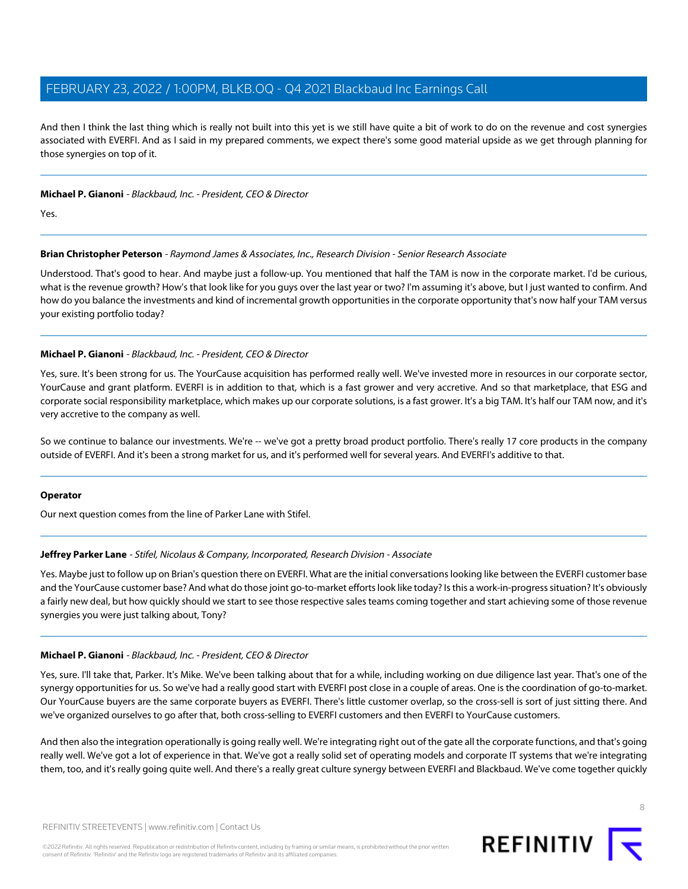And then I think the last thing which is really not built into this yet is we still have quite a bit of work to do on the revenue and cost synergies associated with EVERFI. And as I said in my prepared comments, we expect there's some good material upside as we get through planning for those synergies on top of it.

---

**Michael P. Gianoni** - *Blackbaud, Inc. - President, CEO & Director*

Yes.

---

**Brian Christopher Peterson** - *Raymond James & Associates, Inc., Research Division - Senior Research Associate*

Understood. That's good to hear. And maybe just a follow-up. You mentioned that half the TAM is now in the corporate market. I'd be curious, what is the revenue growth? How's that look like for you guys over the last year or two? I'm assuming it's above, but I just wanted to confirm. And how do you balance the investments and kind of incremental growth opportunities in the corporate opportunity that's now half your TAM versus your existing portfolio today?

---

**Michael P. Gianoni** - *Blackbaud, Inc. - President, CEO & Director*

Yes, sure. It's been strong for us. The YourCause acquisition has performed really well. We've invested more in resources in our corporate sector, YourCause and grant platform. EVERFI is in addition to that, which is a fast grower and very accretive. And so that marketplace, that ESG and corporate social responsibility marketplace, which makes up our corporate solutions, is a fast grower. It's a big TAM. It's half our TAM now, and it's very accretive to the company as well.

So we continue to balance our investments. We're -- we've got a pretty broad product portfolio. There's really 17 core products in the company outside of EVERFI. And it's been a strong market for us, and it's performed well for several years. And EVERFI's additive to that.

---

**Operator**

Our next question comes from the line of Parker Lane with Stifel.

---

**Jeffrey Parker Lane** - *Stifel, Nicolaus & Company, Incorporated, Research Division - Associate*

Yes. Maybe just to follow up on Brian's question there on EVERFI. What are the initial conversations looking like between the EVERFI customer base and the YourCause customer base? And what do those joint go-to-market efforts look like today? Is this a work-in-progress situation? It's obviously a fairly new deal, but how quickly should we start to see those respective sales teams coming together and start achieving some of those revenue synergies you were just talking about, Tony?

---

**Michael P. Gianoni** - *Blackbaud, Inc. - President, CEO & Director*

Yes, sure. I'll take that, Parker. It's Mike. We've been talking about that for a while, including working on due diligence last year. That's one of the synergy opportunities for us. So we've had a really good start with EVERFI post close in a couple of areas. One is the coordination of go-to-market. Our YourCause buyers are the same corporate buyers as EVERFI. There's little customer overlap, so the cross-sell is sort of just sitting there. And we've organized ourselves to go after that, both cross-selling to EVERFI customers and then EVERFI to YourCause customers.

And then also the integration operationally is going really well. We're integrating right out of the gate all the corporate functions, and that's going really well. We've got a lot of experience in that. We've got a really solid set of operating models and corporate IT systems that we're integrating them, too, and it's really going quite well. And there's a really great culture synergy between EVERFI and Blackbaud. We've come together quickly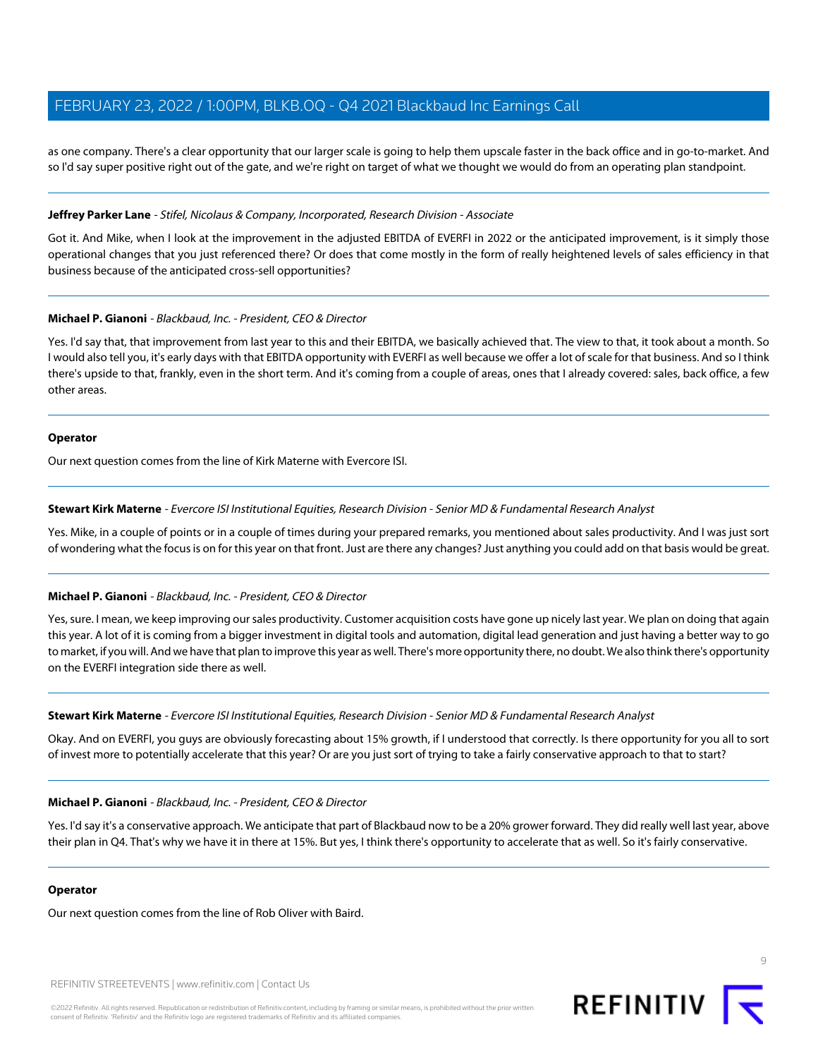as one company. There's a clear opportunity that our larger scale is going to help them upscale faster in the back office and in go-to-market. And so I'd say super positive right out of the gate, and we're right on target of what we thought we would do from an operating plan standpoint.

---

**Jeffrey Parker Lane** - *Stifel, Nicolaus & Company, Incorporated, Research Division - Associate*

Got it. And Mike, when I look at the improvement in the adjusted EBITDA of EVERFI in 2022 or the anticipated improvement, is it simply those operational changes that you just referenced there? Or does that come mostly in the form of really heightened levels of sales efficiency in that business because of the anticipated cross-sell opportunities?

---

**Michael P. Gianoni** - *Blackbaud, Inc. - President, CEO & Director*

Yes. I'd say that, that improvement from last year to this and their EBITDA, we basically achieved that. The view to that, it took about a month. So I would also tell you, it's early days with that EBITDA opportunity with EVERFI as well because we offer a lot of scale for that business. And so I think there's upside to that, frankly, even in the short term. And it's coming from a couple of areas, ones that I already covered: sales, back office, a few other areas.

---

**Operator**

Our next question comes from the line of Kirk Materne with Evercore ISI.

---

**Stewart Kirk Materne** - *Evercore ISI Institutional Equities, Research Division - Senior MD & Fundamental Research Analyst*

Yes. Mike, in a couple of points or in a couple of times during your prepared remarks, you mentioned about sales productivity. And I was just sort of wondering what the focus is on for this year on that front. Just are there any changes? Just anything you could add on that basis would be great.

---

**Michael P. Gianoni** - *Blackbaud, Inc. - President, CEO & Director*

Yes, sure. I mean, we keep improving our sales productivity. Customer acquisition costs have gone up nicely last year. We plan on doing that again this year. A lot of it is coming from a bigger investment in digital tools and automation, digital lead generation and just having a better way to go to market, if you will. And we have that plan to improve this year as well. There's more opportunity there, no doubt. We also think there's opportunity on the EVERFI integration side there as well.

---

**Stewart Kirk Materne** - *Evercore ISI Institutional Equities, Research Division - Senior MD & Fundamental Research Analyst*

Okay. And on EVERFI, you guys are obviously forecasting about 15% growth, if I understood that correctly. Is there opportunity for you all to sort of invest more to potentially accelerate that this year? Or are you just sort of trying to take a fairly conservative approach to that to start?

---

**Michael P. Gianoni** - *Blackbaud, Inc. - President, CEO & Director*

Yes. I'd say it's a conservative approach. We anticipate that part of Blackbaud now to be a 20% grower forward. They did really well last year, above their plan in Q4. That's why we have it in there at 15%. But yes, I think there's opportunity to accelerate that as well. So it's fairly conservative.

---

**Operator**

Our next question comes from the line of Rob Oliver with Baird.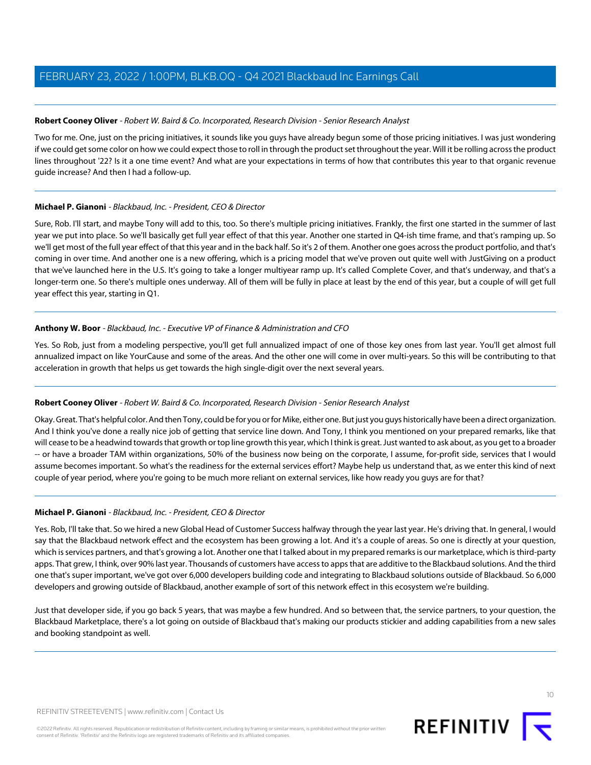**Robert Cooney Oliver** - *Robert W. Baird & Co. Incorporated, Research Division - Senior Research Analyst*

Two for me. One, just on the pricing initiatives, it sounds like you guys have already begun some of those pricing initiatives. I was just wondering if we could get some color on how we could expect those to roll in through the product set throughout the year. Will it be rolling across the product lines throughout '22? Is it a one time event? And what are your expectations in terms of how that contributes this year to that organic revenue guide increase? And then I had a follow-up.

---

**Michael P. Gianoni** - *Blackbaud, Inc. - President, CEO & Director*

Sure, Rob. I'll start, and maybe Tony will add to this, too. So there's multiple pricing initiatives. Frankly, the first one started in the summer of last year we put into place. So we'll basically get full year effect of that this year. Another one started in Q4-ish time frame, and that's ramping up. So we'll get most of the full year effect of that this year and in the back half. So it's 2 of them. Another one goes across the product portfolio, and that's coming in over time. And another one is a new offering, which is a pricing model that we've proven out quite well with JustGiving on a product that we've launched here in the U.S. It's going to take a longer multiyear ramp up. It's called Complete Cover, and that's underway, and that's a longer-term one. So there's multiple ones underway. All of them will be fully in place at least by the end of this year, but a couple of will get full year effect this year, starting in Q1.

---

**Anthony W. Boor** - *Blackbaud, Inc. - Executive VP of Finance & Administration and CFO*

Yes. So Rob, just from a modeling perspective, you'll get full annualized impact of one of those key ones from last year. You'll get almost full annualized impact on like YourCause and some of the areas. And the other one will come in over multi-years. So this will be contributing to that acceleration in growth that helps us get towards the high single-digit over the next several years.

---

**Robert Cooney Oliver** - *Robert W. Baird & Co. Incorporated, Research Division - Senior Research Analyst*

Okay. Great. That's helpful color. And then Tony, could be for you or for Mike, either one. But just you guys historically have been a direct organization. And I think you've done a really nice job of getting that service line down. And Tony, I think you mentioned on your prepared remarks, like that will cease to be a headwind towards that growth or top line growth this year, which I think is great. Just wanted to ask about, as you get to a broader -- or have a broader TAM within organizations, 50% of the business now being on the corporate, I assume, for-profit side, services that I would assume becomes important. So what's the readiness for the external services effort? Maybe help us understand that, as we enter this kind of next couple of year period, where you're going to be much more reliant on external services, like how ready you guys are for that?

---

**Michael P. Gianoni** - *Blackbaud, Inc. - President, CEO & Director*

Yes. Rob, I'll take that. So we hired a new Global Head of Customer Success halfway through the year last year. He's driving that. In general, I would say that the Blackbaud network effect and the ecosystem has been growing a lot. And it's a couple of areas. So one is directly at your question, which is services partners, and that's growing a lot. Another one that I talked about in my prepared remarks is our marketplace, which is third-party apps. That grew, I think, over 90% last year. Thousands of customers have access to apps that are additive to the Blackbaud solutions. And the third one that's super important, we've got over 6,000 developers building code and integrating to Blackbaud solutions outside of Blackbaud. So 6,000 developers and growing outside of Blackbaud, another example of sort of this network effect in this ecosystem we're building.

Just that developer side, if you go back 5 years, that was maybe a few hundred. And so between that, the service partners, to your question, the Blackbaud Marketplace, there's a lot going on outside of Blackbaud that's making our products stickier and adding capabilities from a new sales and booking standpoint as well.

---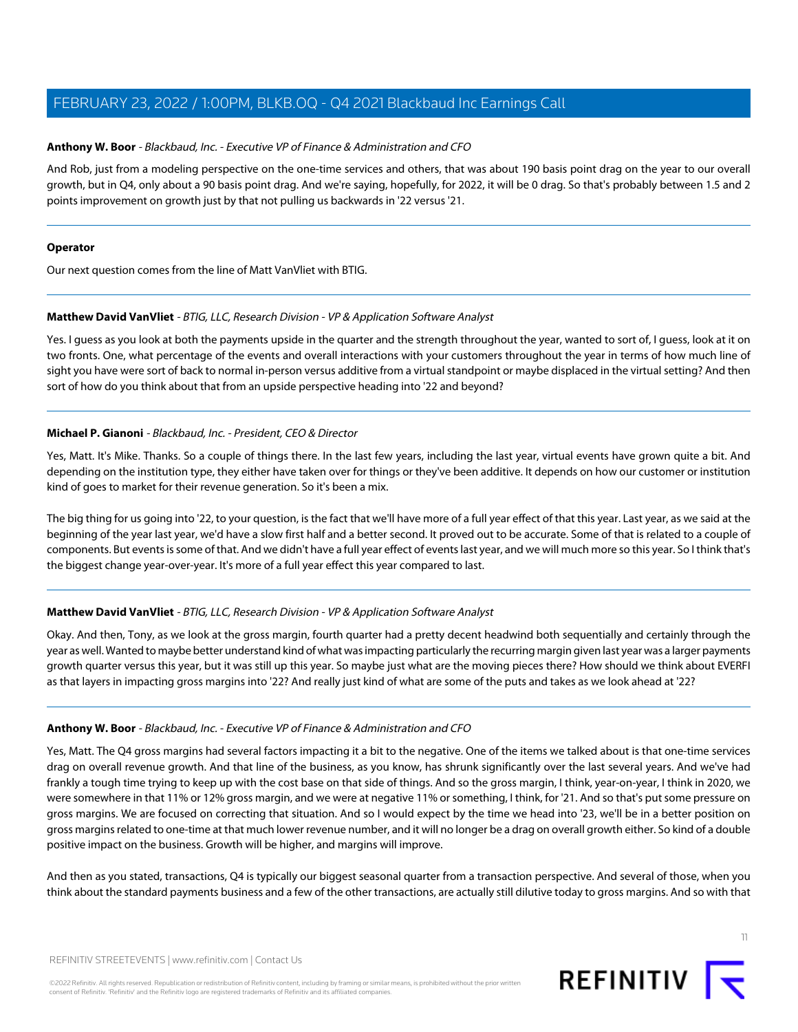**Anthony W. Boor** - *Blackbaud, Inc. - Executive VP of Finance & Administration and CFO*

And Rob, just from a modeling perspective on the one-time services and others, that was about 190 basis point drag on the year to our overall growth, but in Q4, only about a 90 basis point drag. And we're saying, hopefully, for 2022, it will be 0 drag. So that's probably between 1.5 and 2 points improvement on growth just by that not pulling us backwards in '22 versus '21.

---

**Operator**

Our next question comes from the line of Matt VanVliet with BTIG.

---

**Matthew David VanVliet** - *BTIG, LLC, Research Division - VP & Application Software Analyst*

Yes. I guess as you look at both the payments upside in the quarter and the strength throughout the year, wanted to sort of, I guess, look at it on two fronts. One, what percentage of the events and overall interactions with your customers throughout the year in terms of how much line of sight you have were sort of back to normal in-person versus additive from a virtual standpoint or maybe displaced in the virtual setting? And then sort of how do you think about that from an upside perspective heading into '22 and beyond?

---

**Michael P. Gianoni** - *Blackbaud, Inc. - President, CEO & Director*

Yes, Matt. It's Mike. Thanks. So a couple of things there. In the last few years, including the last year, virtual events have grown quite a bit. And depending on the institution type, they either have taken over for things or they've been additive. It depends on how our customer or institution kind of goes to market for their revenue generation. So it's been a mix.

The big thing for us going into '22, to your question, is the fact that we'll have more of a full year effect of that this year. Last year, as we said at the beginning of the year last year, we'd have a slow first half and a better second. It proved out to be accurate. Some of that is related to a couple of components. But events is some of that. And we didn't have a full year effect of events last year, and we will much more so this year. So I think that's the biggest change year-over-year. It's more of a full year effect this year compared to last.

---

**Matthew David VanVliet** - *BTIG, LLC, Research Division - VP & Application Software Analyst*

Okay. And then, Tony, as we look at the gross margin, fourth quarter had a pretty decent headwind both sequentially and certainly through the year as well. Wanted to maybe better understand kind of what was impacting particularly the recurring margin given last year was a larger payments growth quarter versus this year, but it was still up this year. So maybe just what are the moving pieces there? How should we think about EVERFI as that layers in impacting gross margins into '22? And really just kind of what are some of the puts and takes as we look ahead at '22?

---

**Anthony W. Boor** - *Blackbaud, Inc. - Executive VP of Finance & Administration and CFO*

Yes, Matt. The Q4 gross margins had several factors impacting it a bit to the negative. One of the items we talked about is that one-time services drag on overall revenue growth. And that line of the business, as you know, has shrunk significantly over the last several years. And we've had frankly a tough time trying to keep up with the cost base on that side of things. And so the gross margin, I think, year-on-year, I think in 2020, we were somewhere in that 11% or 12% gross margin, and we were at negative 11% or something, I think, for '21. And so that's put some pressure on gross margins. We are focused on correcting that situation. And so I would expect by the time we head into '23, we'll be in a better position on gross margins related to one-time at that much lower revenue number, and it will no longer be a drag on overall growth either. So kind of a double positive impact on the business. Growth will be higher, and margins will improve.

And then as you stated, transactions, Q4 is typically our biggest seasonal quarter from a transaction perspective. And several of those, when you think about the standard payments business and a few of the other transactions, are actually still dilutive today to gross margins. And so with that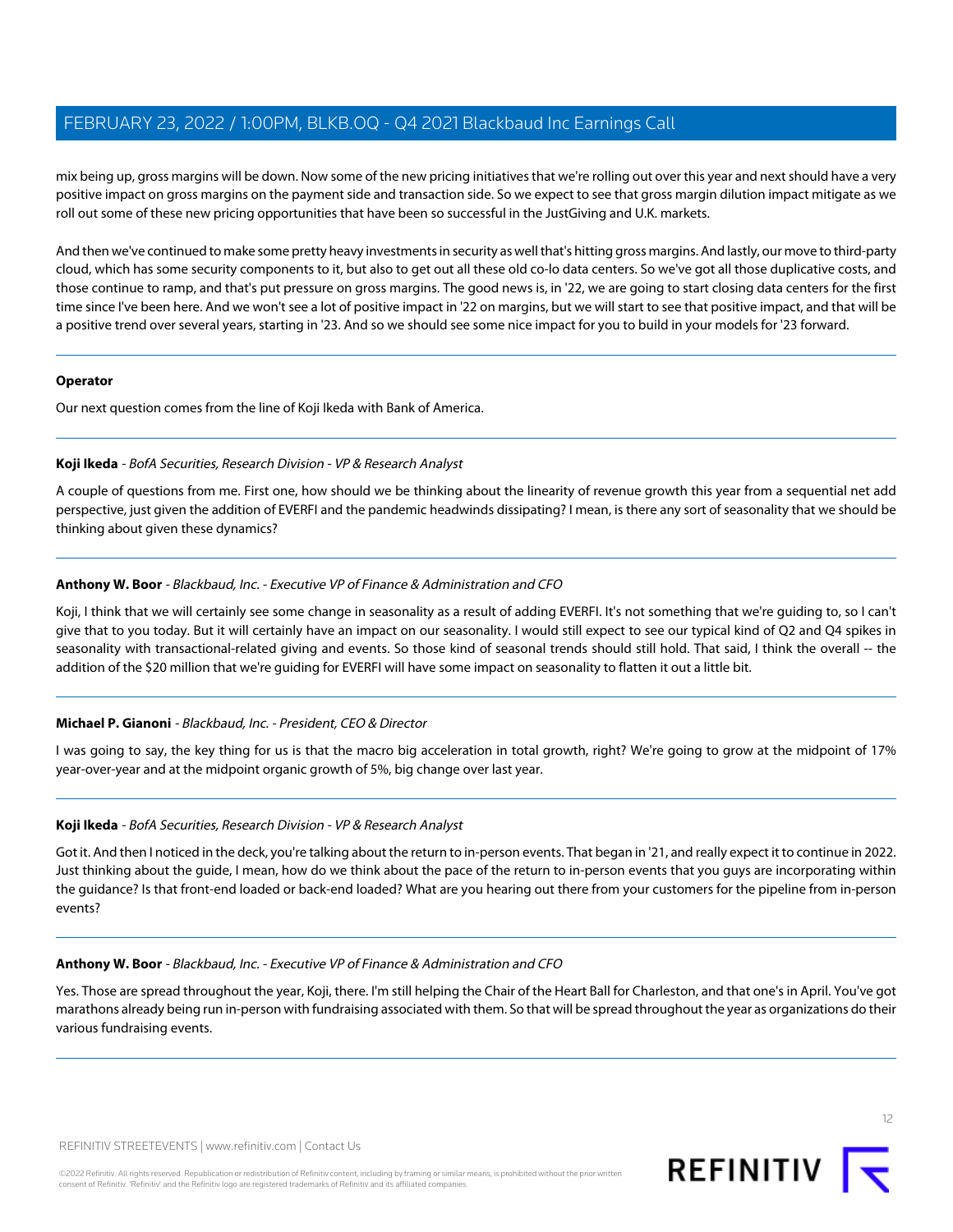mix being up, gross margins will be down. Now some of the new pricing initiatives that we're rolling out over this year and next should have a very positive impact on gross margins on the payment side and transaction side. So we expect to see that gross margin dilution impact mitigate as we roll out some of these new pricing opportunities that have been so successful in the JustGiving and U.K. markets.

And then we've continued to make some pretty heavy investments in security as well that's hitting gross margins. And lastly, our move to third-party cloud, which has some security components to it, but also to get out all these old co-lo data centers. So we've got all those duplicative costs, and those continue to ramp, and that's put pressure on gross margins. The good news is, in '22, we are going to start closing data centers for the first time since I've been here. And we won't see a lot of positive impact in '22 on margins, but we will start to see that positive impact, and that will be a positive trend over several years, starting in '23. And so we should see some nice impact for you to build in your models for '23 forward.

---

**Operator**

Our next question comes from the line of Koji Ikeda with Bank of America.

---

**Koji Ikeda** - *BofA Securities, Research Division - VP & Research Analyst*

A couple of questions from me. First one, how should we be thinking about the linearity of revenue growth this year from a sequential net add perspective, just given the addition of EVERFI and the pandemic headwinds dissipating? I mean, is there any sort of seasonality that we should be thinking about given these dynamics?

---

**Anthony W. Boor** - *Blackbaud, Inc. - Executive VP of Finance & Administration and CFO*

Koji, I think that we will certainly see some change in seasonality as a result of adding EVERFI. It's not something that we're guiding to, so I can't give that to you today. But it will certainly have an impact on our seasonality. I would still expect to see our typical kind of Q2 and Q4 spikes in seasonality with transactional-related giving and events. So those kind of seasonal trends should still hold. That said, I think the overall -- the addition of the $20 million that we're guiding for EVERFI will have some impact on seasonality to flatten it out a little bit.

---

**Michael P. Gianoni** - *Blackbaud, Inc. - President, CEO & Director*

I was going to say, the key thing for us is that the macro big acceleration in total growth, right? We're going to grow at the midpoint of 17% year-over-year and at the midpoint organic growth of 5%, big change over last year.

---

**Koji Ikeda** - *BofA Securities, Research Division - VP & Research Analyst*

Got it. And then I noticed in the deck, you're talking about the return to in-person events. That began in '21, and really expect it to continue in 2022. Just thinking about the guide, I mean, how do we think about the pace of the return to in-person events that you guys are incorporating within the guidance? Is that front-end loaded or back-end loaded? What are you hearing out there from your customers for the pipeline from in-person events?

---

**Anthony W. Boor** - *Blackbaud, Inc. - Executive VP of Finance & Administration and CFO*

Yes. Those are spread throughout the year, Koji, there. I'm still helping the Chair of the Heart Ball for Charleston, and that one's in April. You've got marathons already being run in-person with fundraising associated with them. So that will be spread throughout the year as organizations do their various fundraising events.

---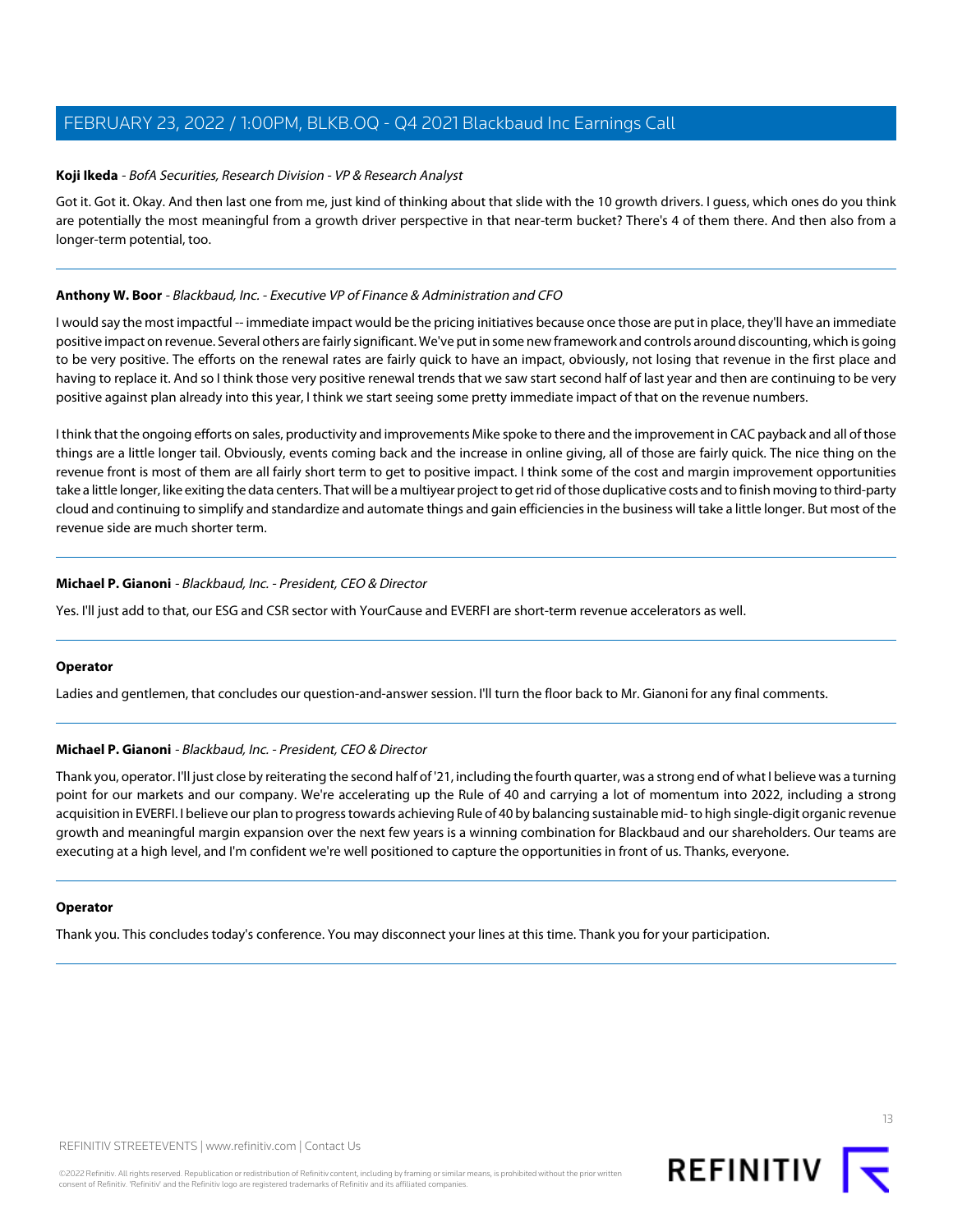**Koji Ikeda** - *BofA Securities, Research Division - VP & Research Analyst*

Got it. Got it. Okay. And then last one from me, just kind of thinking about that slide with the 10 growth drivers. I guess, which ones do you think are potentially the most meaningful from a growth driver perspective in that near-term bucket? There's 4 of them there. And then also from a longer-term potential, too.

---

**Anthony W. Boor** - *Blackbaud, Inc. - Executive VP of Finance & Administration and CFO*

I would say the most impactful -- immediate impact would be the pricing initiatives because once those are put in place, they'll have an immediate positive impact on revenue. Several others are fairly significant. We've put in some new framework and controls around discounting, which is going to be very positive. The efforts on the renewal rates are fairly quick to have an impact, obviously, not losing that revenue in the first place and having to replace it. And so I think those very positive renewal trends that we saw start second half of last year and then are continuing to be very positive against plan already into this year, I think we start seeing some pretty immediate impact of that on the revenue numbers.

I think that the ongoing efforts on sales, productivity and improvements Mike spoke to there and the improvement in CAC payback and all of those things are a little longer tail. Obviously, events coming back and the increase in online giving, all of those are fairly quick. The nice thing on the revenue front is most of them are all fairly short term to get to positive impact. I think some of the cost and margin improvement opportunities take a little longer, like exiting the data centers. That will be a multiyear project to get rid of those duplicative costs and to finish moving to third-party cloud and continuing to simplify and standardize and automate things and gain efficiencies in the business will take a little longer. But most of the revenue side are much shorter term.

---

**Michael P. Gianoni** - *Blackbaud, Inc. - President, CEO & Director*

Yes. I'll just add to that, our ESG and CSR sector with YourCause and EVERFI are short-term revenue accelerators as well.

---

**Operator**

Ladies and gentlemen, that concludes our question-and-answer session. I'll turn the floor back to Mr. Gianoni for any final comments.

---

**Michael P. Gianoni** - *Blackbaud, Inc. - President, CEO & Director*

Thank you, operator. I'll just close by reiterating the second half of '21, including the fourth quarter, was a strong end of what I believe was a turning point for our markets and our company. We're accelerating up the Rule of 40 and carrying a lot of momentum into 2022, including a strong acquisition in EVERFI. I believe our plan to progress towards achieving Rule of 40 by balancing sustainable mid- to high single-digit organic revenue growth and meaningful margin expansion over the next few years is a winning combination for Blackbaud and our shareholders. Our teams are executing at a high level, and I'm confident we're well positioned to capture the opportunities in front of us. Thanks, everyone.

---

**Operator**

Thank you. This concludes today's conference. You may disconnect your lines at this time. Thank you for your participation.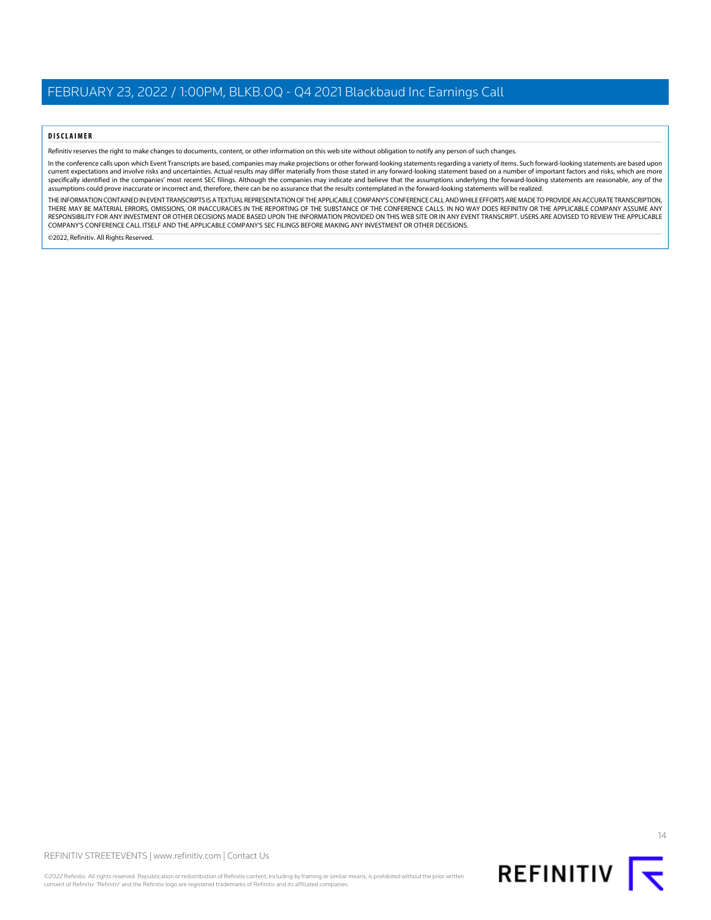## DISCLAIMER

Refinitiv reserves the right to make changes to documents, content, or other information on this web site without obligation to notify any person of such changes.

In the conference calls upon which Event Transcripts are based, companies may make projections or other forward-looking statements regarding a variety of items. Such forward-looking statements are based upon current expectations and involve risks and uncertainties. Actual results may differ materially from those stated in any forward-looking statement based on a number of important factors and risks, which are more specifically identified in the companies' most recent SEC filings. Although the companies may indicate and believe that the assumptions underlying the forward-looking statements are reasonable, any of the assumptions could prove inaccurate or incorrect and, therefore, there can be no assurance that the results contemplated in the forward-looking statements will be realized.

THE INFORMATION CONTAINED IN EVENT TRANSCRIPTS IS A TEXTUAL REPRESENTATION OF THE APPLICABLE COMPANY'S CONFERENCE CALL AND WHILE EFFORTS ARE MADE TO PROVIDE AN ACCURATE TRANSCRIPTION, THERE MAY BE MATERIAL ERRORS, OMISSIONS, OR INACCURACIES IN THE REPORTING OF THE SUBSTANCE OF THE CONFERENCE CALLS. IN NO WAY DOES REFINITIV OR THE APPLICABLE COMPANY ASSUME ANY RESPONSIBILITY FOR ANY INVESTMENT OR OTHER DECISIONS MADE BASED UPON THE INFORMATION PROVIDED ON THIS WEB SITE OR IN ANY EVENT TRANSCRIPT. USERS ARE ADVISED TO REVIEW THE APPLICABLE COMPANY'S CONFERENCE CALL ITSELF AND THE APPLICABLE COMPANY'S SEC FILINGS BEFORE MAKING ANY INVESTMENT OR OTHER DECISIONS.

©2022, Refinitiv. All Rights Reserved.